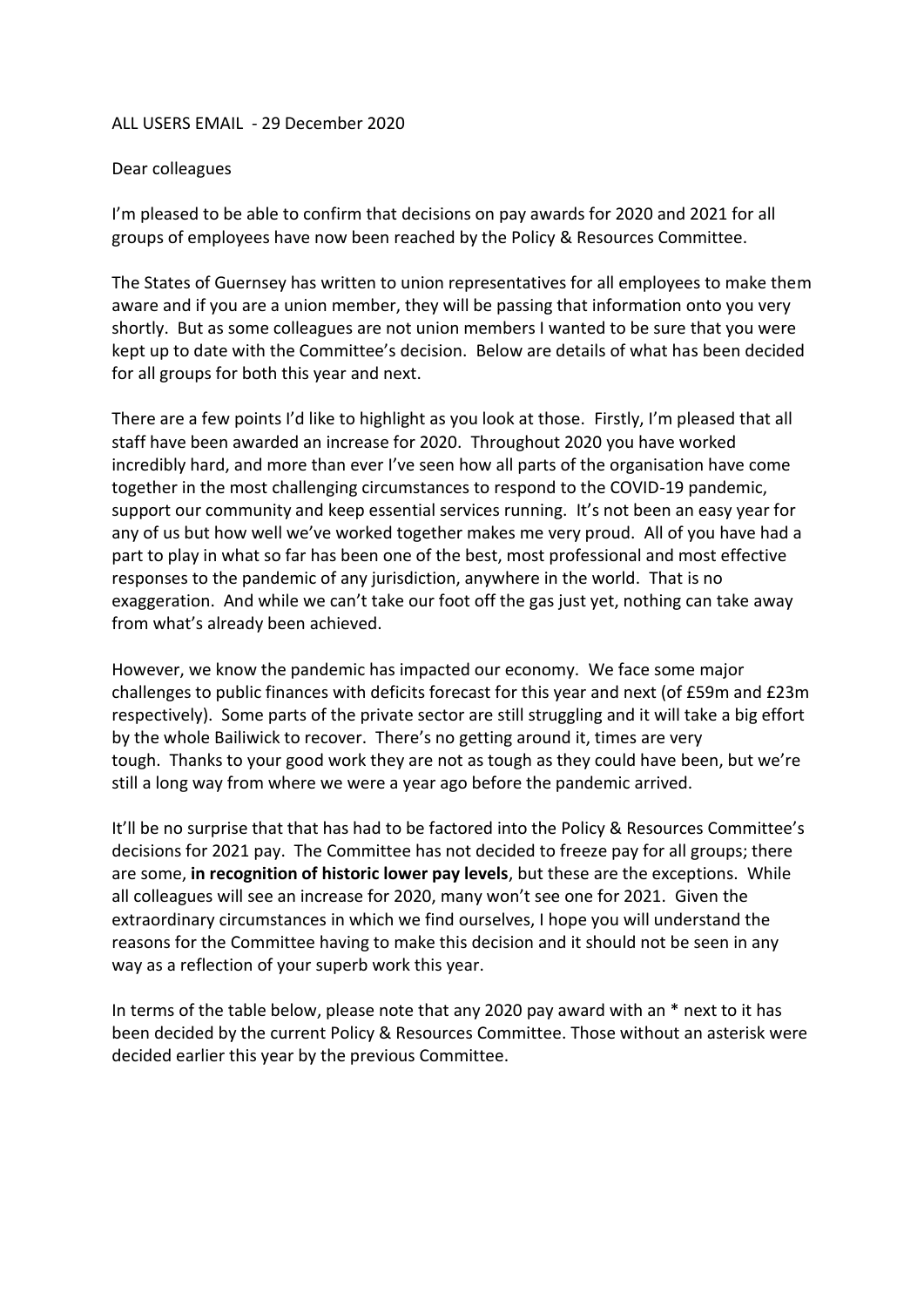ALL USERS EMAIL - 29 December 2020

Dear colleagues

I'm pleased to be able to confirm that decisions on pay awards for 2020 and 2021 for all groups of employees have now been reached by the Policy & Resources Committee.

The States of Guernsey has written to union representatives for all employees to make them aware and if you are a union member, they will be passing that information onto you very shortly. But as some colleagues are not union members I wanted to be sure that you were kept up to date with the Committee's decision. Below are details of what has been decided for all groups for both this year and next.

There are a few points I'd like to highlight as you look at those. Firstly, I'm pleased that all staff have been awarded an increase for 2020. Throughout 2020 you have worked incredibly hard, and more than ever I've seen how all parts of the organisation have come together in the most challenging circumstances to respond to the COVID-19 pandemic, support our community and keep essential services running. It's not been an easy year for any of us but how well we've worked together makes me very proud. All of you have had a part to play in what so far has been one of the best, most professional and most effective responses to the pandemic of any jurisdiction, anywhere in the world. That is no exaggeration. And while we can't take our foot off the gas just yet, nothing can take away from what's already been achieved.

However, we know the pandemic has impacted our economy. We face some major challenges to public finances with deficits forecast for this year and next (of £59m and £23m respectively). Some parts of the private sector are still struggling and it will take a big effort by the whole Bailiwick to recover. There's no getting around it, times are very tough. Thanks to your good work they are not as tough as they could have been, but we're still a long way from where we were a year ago before the pandemic arrived.

It'll be no surprise that that has had to be factored into the Policy & Resources Committee's decisions for 2021 pay. The Committee has not decided to freeze pay for all groups; there are some, **in recognition of historic lower pay levels**, but these are the exceptions. While all colleagues will see an increase for 2020, many won't see one for 2021. Given the extraordinary circumstances in which we find ourselves, I hope you will understand the reasons for the Committee having to make this decision and it should not be seen in any way as a reflection of your superb work this year.

In terms of the table below, please note that any 2020 pay award with an * next to it has been decided by the current Policy & Resources Committee. Those without an asterisk were decided earlier this year by the previous Committee.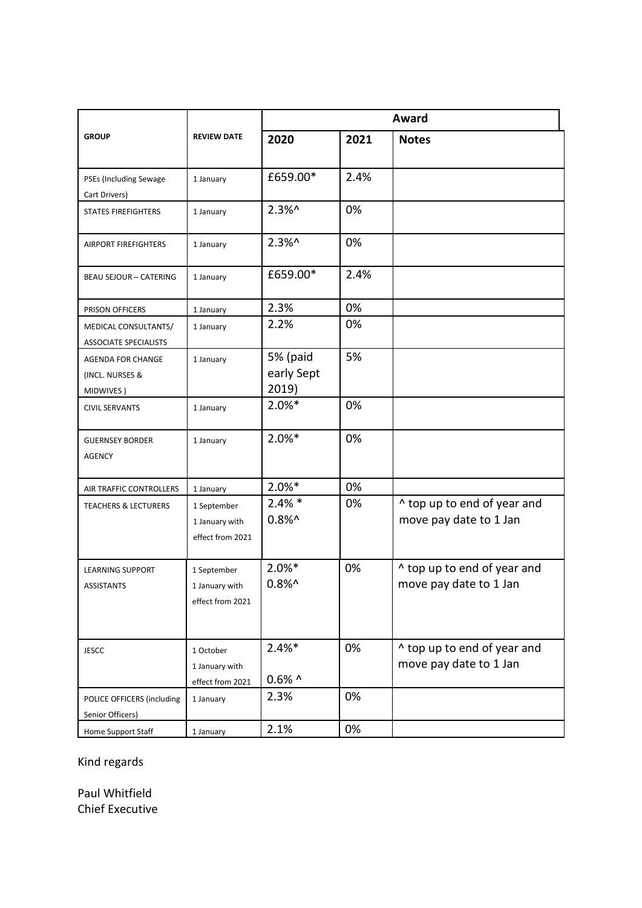| GROUP | REVIEW DATE | Award | | |
|---|---|---|---|---|
| | | 2020 | 2021 | Notes |
| PSEs (Including Sewage Cart Drivers) | 1 January | £659.00* | 2.4% | |
| STATES FIREFIGHTERS | 1 January | 2.3%^ | 0% | |
| AIRPORT FIREFIGHTERS | 1 January | 2.3%^ | 0% | |
| BEAU SEJOUR – CATERING | 1 January | £659.00* | 2.4% | |
| PRISON OFFICERS | 1 January | 2.3% | 0% | |
| MEDICAL CONSULTANTS/ ASSOCIATE SPECIALISTS | 1 January | 2.2% | 0% | |
| AGENDA FOR CHANGE (INCL. NURSES & MIDWIVES ) | 1 January | 5% (paid early Sept 2019) | 5% | |
| CIVIL SERVANTS | 1 January | 2.0%* | 0% | |
| GUERNSEY BORDER AGENCY | 1 January | 2.0%* | 0% | |
| AIR TRAFFIC CONTROLLERS | 1 January | 2.0%* | 0% | |
| TEACHERS & LECTURERS | 1 September<br>1 January with effect from 2021 | 2.4% *<br>0.8%^ | 0% | ^ top up to end of year and move pay date to 1 Jan |
| LEARNING SUPPORT ASSISTANTS | 1 September<br>1 January with effect from 2021 | 2.0%*<br>0.8%^ | 0% | ^ top up to end of year and move pay date to 1 Jan |
| JESCC | 1 October<br>1 January with effect from 2021 | 2.4%*<br>0.6% ^ | 0% | ^ top up to end of year and move pay date to 1 Jan |
| POLICE OFFICERS (including Senior Officers) | 1 January | 2.3% | 0% | |
| Home Support Staff | 1 January | 2.1% | 0% | |

Kind regards

Paul Whitfield
Chief Executive